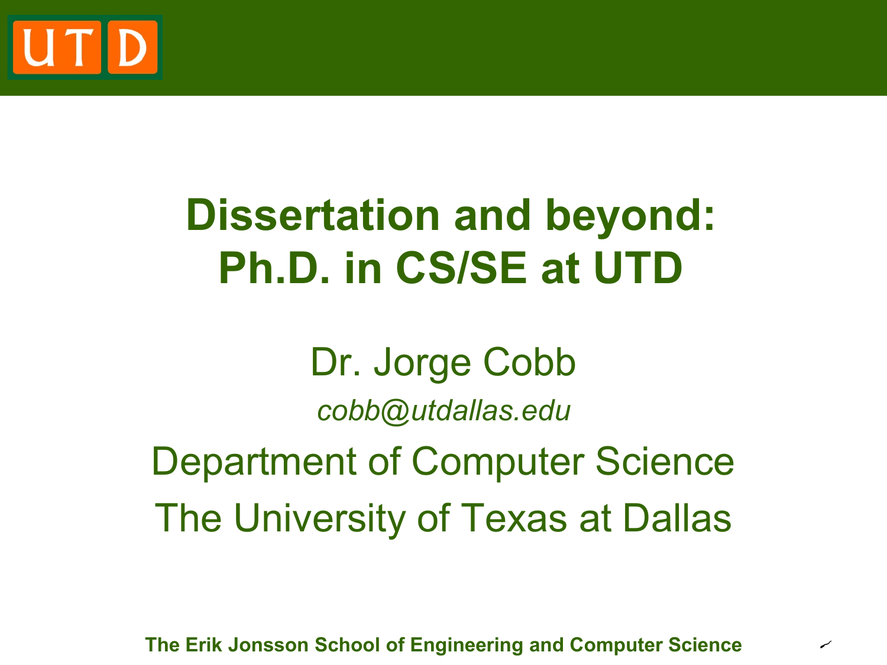# Dissertation and beyond: Ph.D. in CS/SE at UTD

Dr. Jorge Cobb

*cobb@utdallas.edu*

Department of Computer Science

The University of Texas at Dallas

**The Erik Jonsson School of Engineering and Computer Science**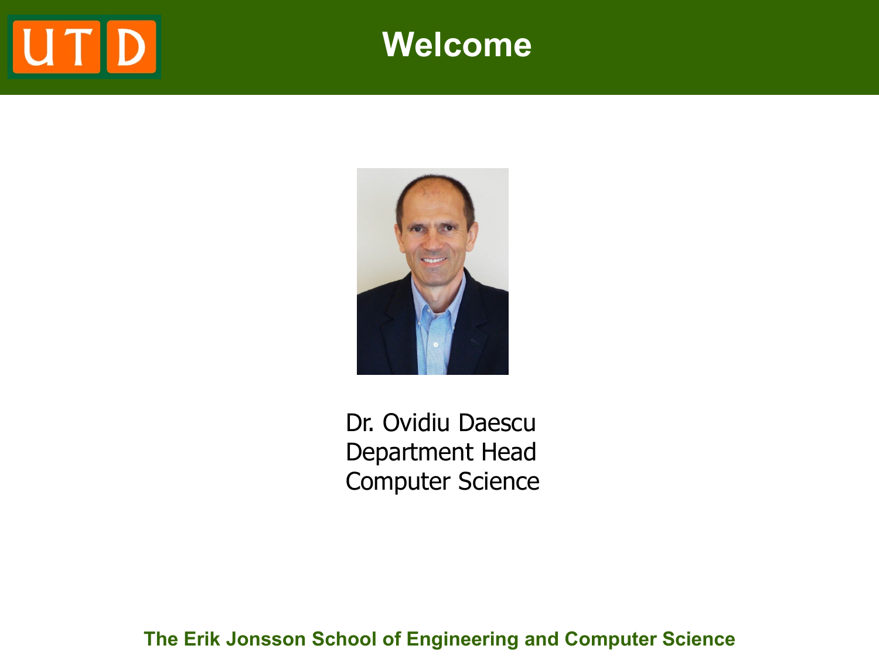# Welcome

Dr. Ovidiu Daescu
Department Head
Computer Science

**The Erik Jonsson School of Engineering and Computer Science**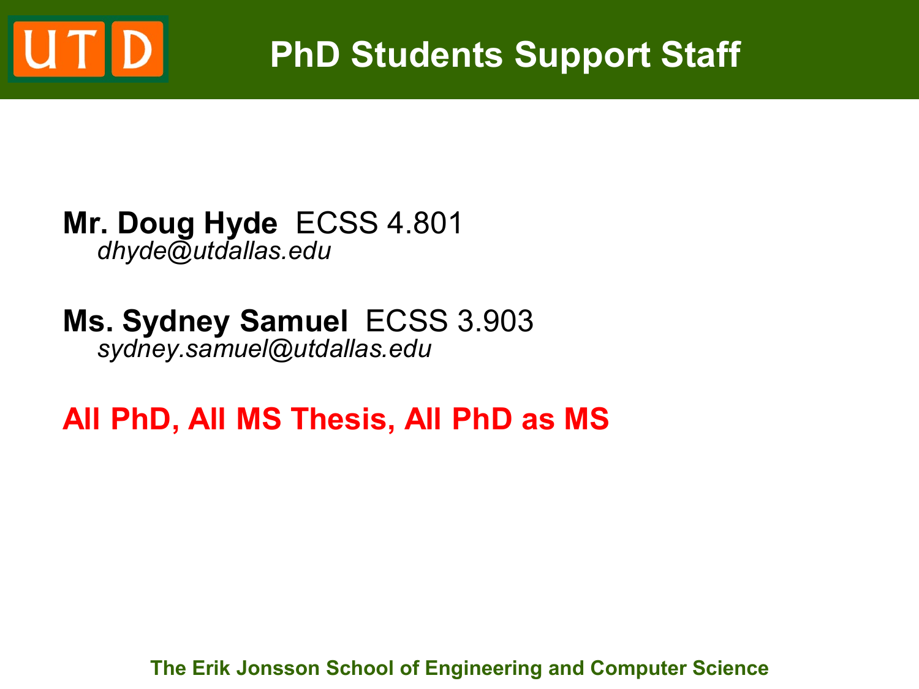# PhD Students Support Staff

**Mr. Doug Hyde** ECSS 4.801
*dhyde@utdallas.edu*

**Ms. Sydney Samuel** ECSS 3.903
*sydney.samuel@utdallas.edu*

**All PhD, All MS Thesis, All PhD as MS**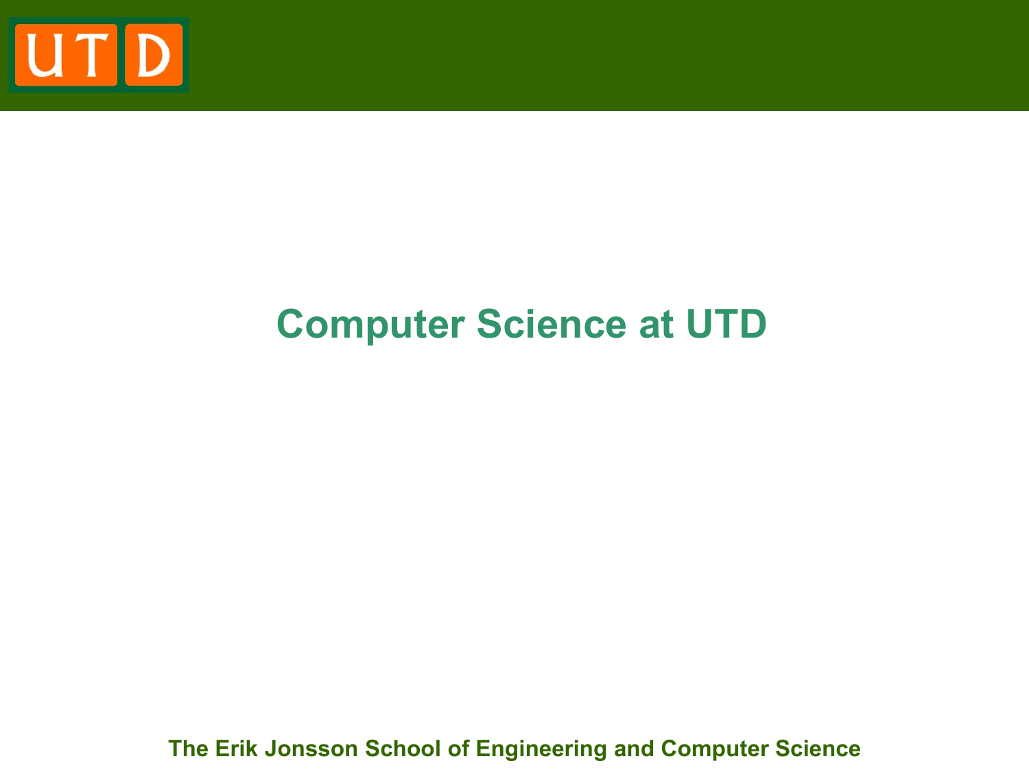# Computer Science at UTD

The Erik Jonsson School of Engineering and Computer Science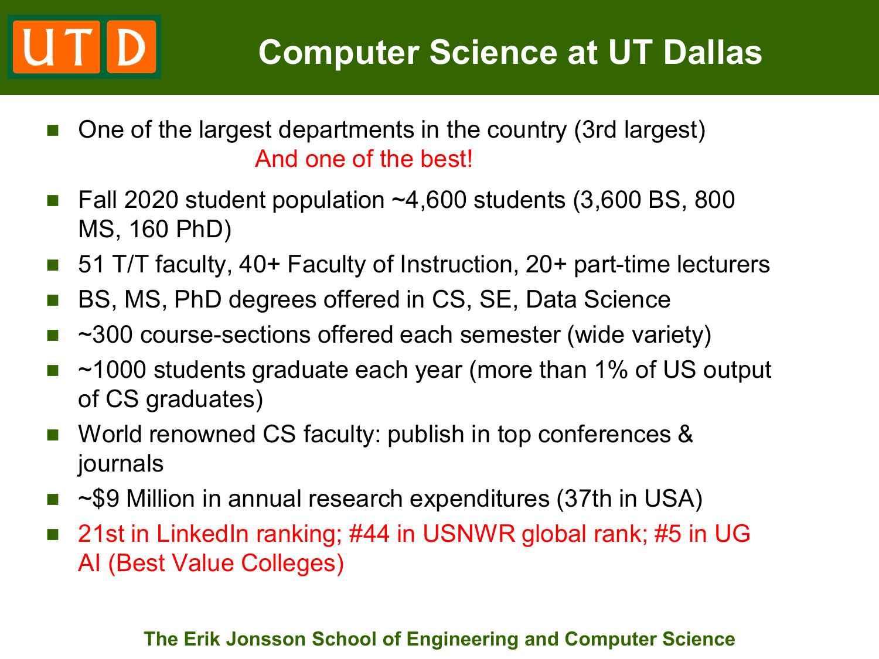# Computer Science at UT Dallas

- One of the largest departments in the country (3rd largest)
  And one of the best!
- Fall 2020 student population ~4,600 students (3,600 BS, 800 MS, 160 PhD)
- 51 T/T faculty, 40+ Faculty of Instruction, 20+ part-time lecturers
- BS, MS, PhD degrees offered in CS, SE, Data Science
- ~300 course-sections offered each semester (wide variety)
- ~1000 students graduate each year (more than 1% of US output of CS graduates)
- World renowned CS faculty: publish in top conferences & journals
- ~$9 Million in annual research expenditures (37th in USA)
- 21st in LinkedIn ranking; #44 in USNWR global rank; #5 in UG AI (Best Value Colleges)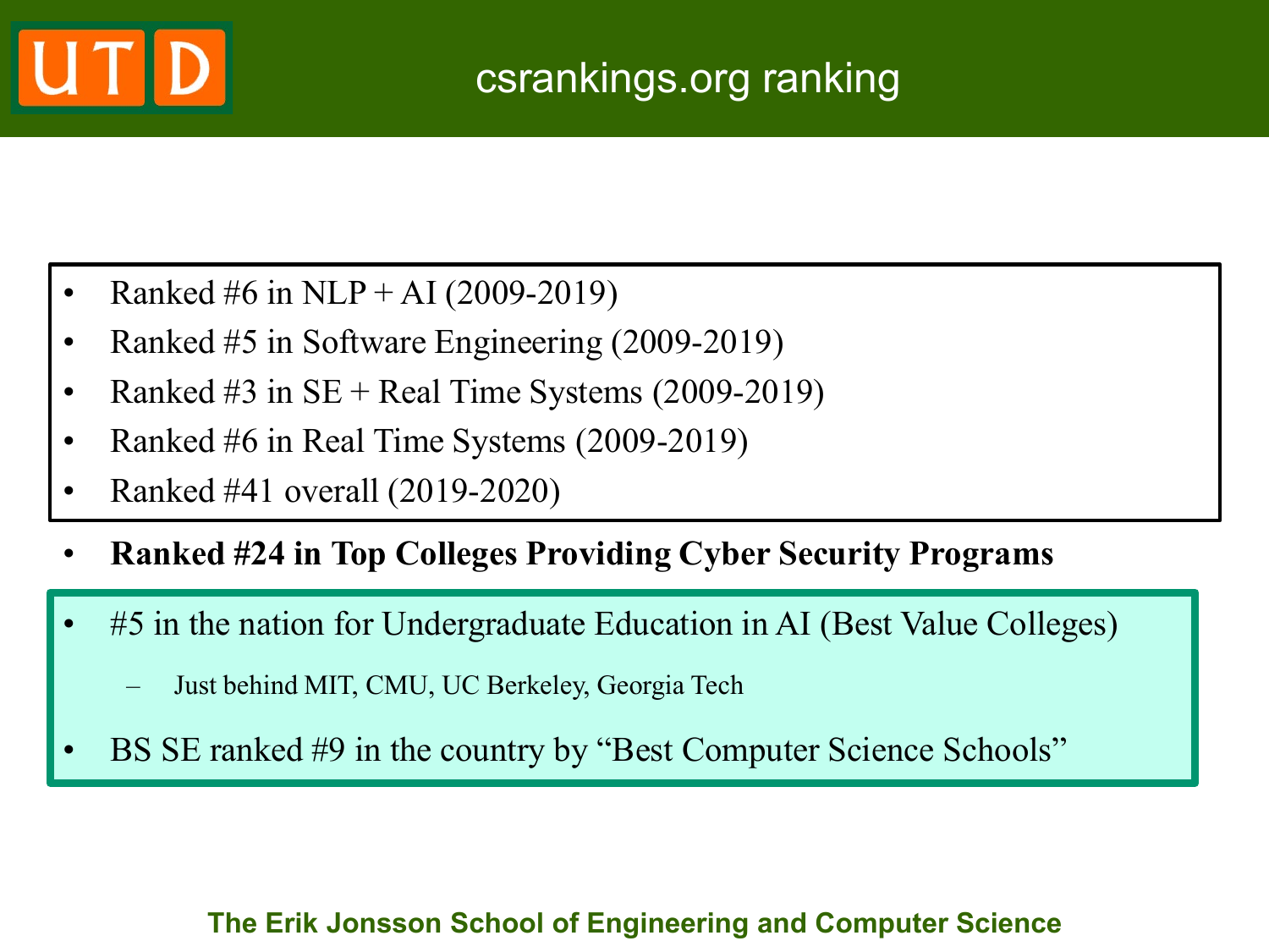# csrankings.org ranking

- Ranked #6 in NLP + AI (2009-2019)
- Ranked #5 in Software Engineering (2009-2019)
- Ranked #3 in SE + Real Time Systems (2009-2019)
- Ranked #6 in Real Time Systems (2009-2019)
- Ranked #41 overall (2019-2020)

- **Ranked #24 in Top Colleges Providing Cyber Security Programs**

- #5 in the nation for Undergraduate Education in AI (Best Value Colleges)
  - Just behind MIT, CMU, UC Berkeley, Georgia Tech
- BS SE ranked #9 in the country by "Best Computer Science Schools"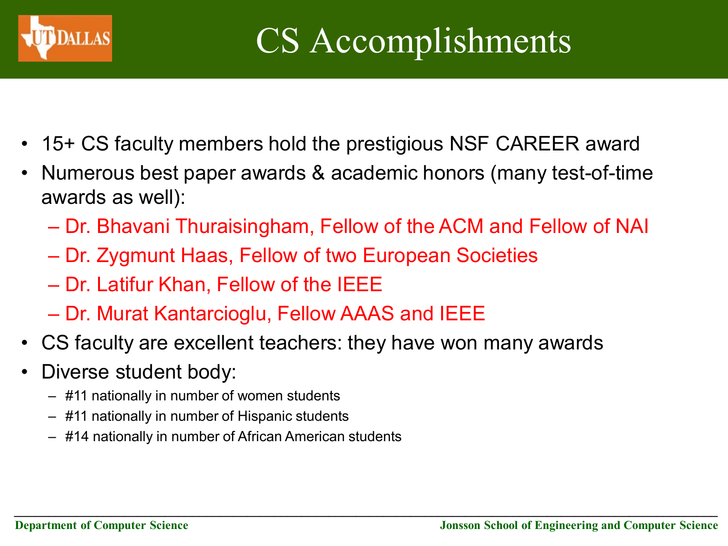# CS Accomplishments

- 15+ CS faculty members hold the prestigious NSF CAREER award
- Numerous best paper awards & academic honors (many test-of-time awards as well):
  - Dr. Bhavani Thuraisingham, Fellow of the ACM and Fellow of NAI
  - Dr. Zygmunt Haas, Fellow of two European Societies
  - Dr. Latifur Khan, Fellow of the IEEE
  - Dr. Murat Kantarcioglu, Fellow AAAS and IEEE
- CS faculty are excellent teachers: they have won many awards
- Diverse student body:
  - #11 nationally in number of women students
  - #11 nationally in number of Hispanic students
  - #14 nationally in number of African American students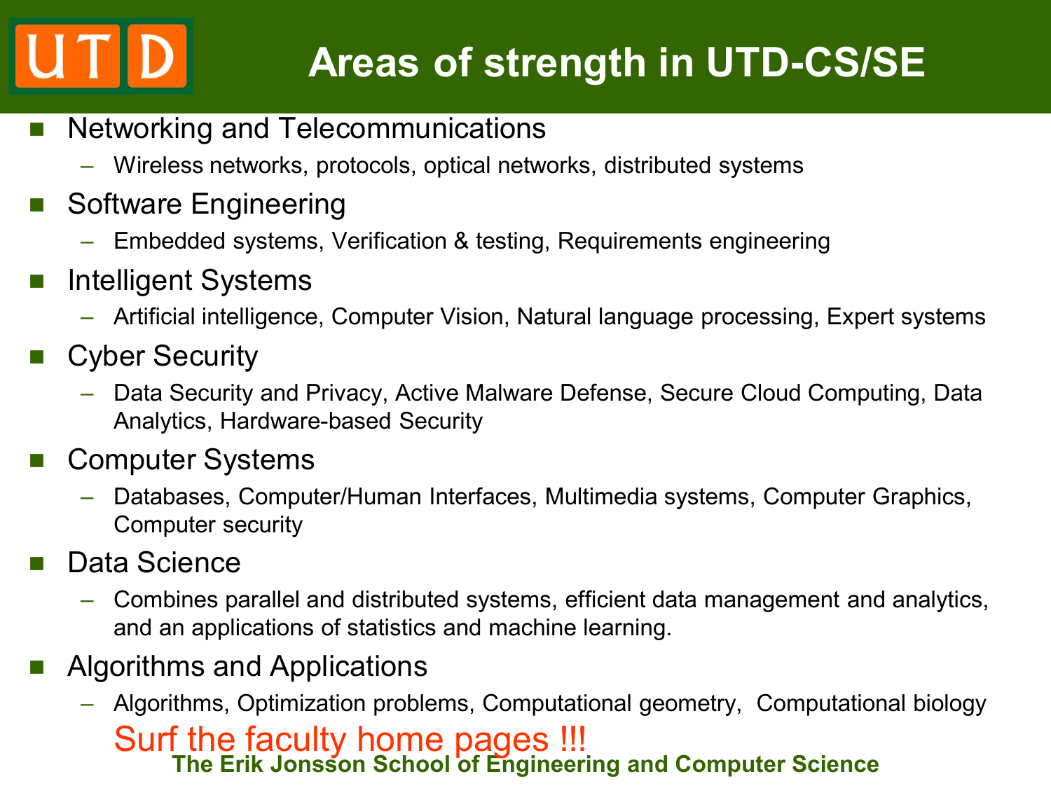# Areas of strength in UTD-CS/SE

- Networking and Telecommunications
  - Wireless networks, protocols, optical networks, distributed systems
- Software Engineering
  - Embedded systems, Verification & testing, Requirements engineering
- Intelligent Systems
  - Artificial intelligence, Computer Vision, Natural language processing, Expert systems
- Cyber Security
  - Data Security and Privacy, Active Malware Defense, Secure Cloud Computing, Data Analytics, Hardware-based Security
- Computer Systems
  - Databases, Computer/Human Interfaces, Multimedia systems, Computer Graphics, Computer security
- Data Science
  - Combines parallel and distributed systems, efficient data management and analytics, and an applications of statistics and machine learning.
- Algorithms and Applications
  - Algorithms, Optimization problems, Computational geometry, Computational biology

Surf the faculty home pages !!!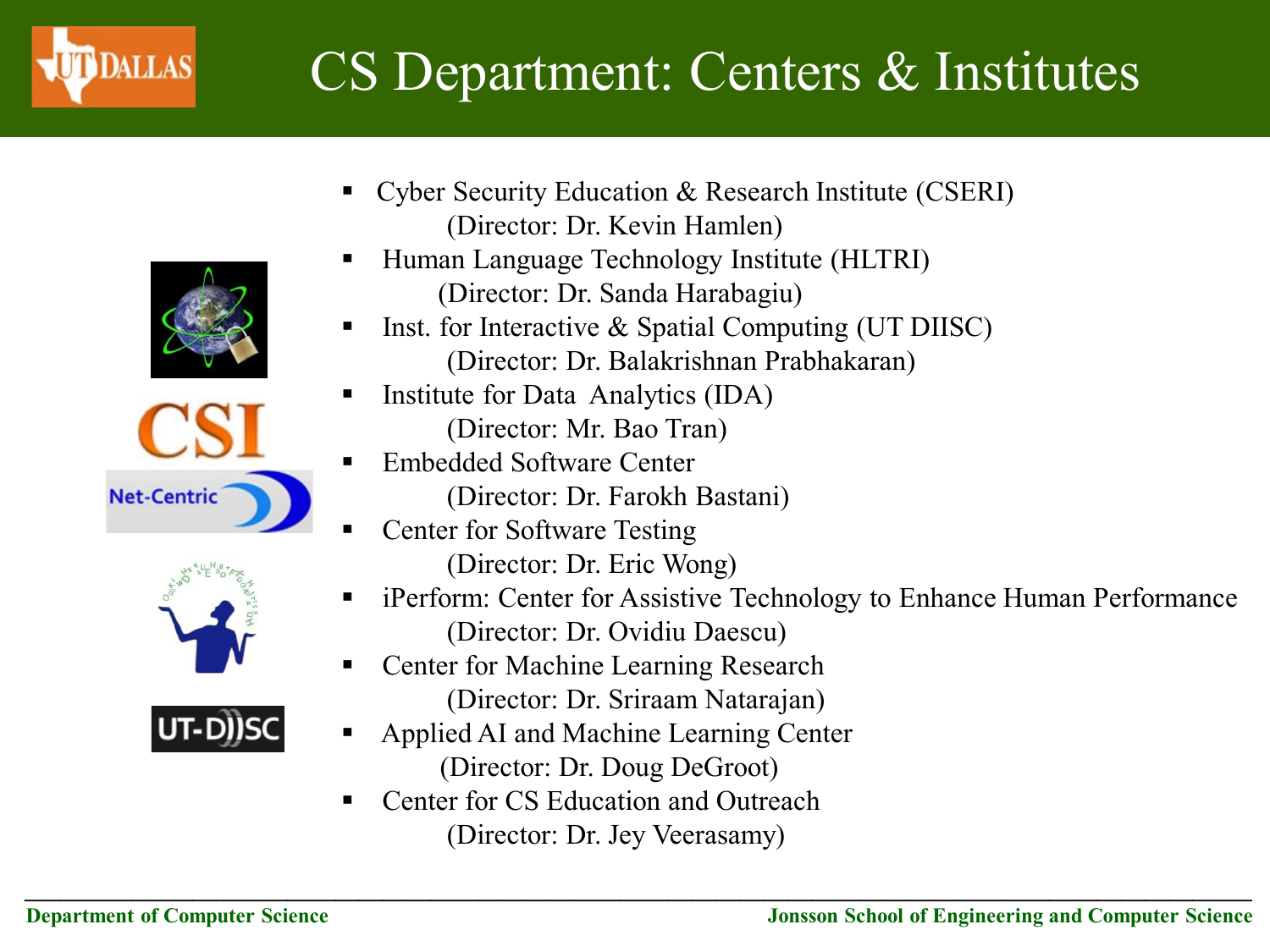# CS Department: Centers & Institutes

- Cyber Security Education & Research Institute (CSERI)
  (Director: Dr. Kevin Hamlen)
- Human Language Technology Institute (HLTRI)
  (Director: Dr. Sanda Harabagiu)
- Inst. for Interactive & Spatial Computing (UT DIISC)
  (Director: Dr. Balakrishnan Prabhakaran)
- Institute for Data Analytics (IDA)
  (Director: Mr. Bao Tran)
- Embedded Software Center
  (Director: Dr. Farokh Bastani)
- Center for Software Testing
  (Director: Dr. Eric Wong)
- iPerform: Center for Assistive Technology to Enhance Human Performance
  (Director: Dr. Ovidiu Daescu)
- Center for Machine Learning Research
  (Director: Dr. Sriraam Natarajan)
- Applied AI and Machine Learning Center
  (Director: Dr. Doug DeGroot)
- Center for CS Education and Outreach
  (Director: Dr. Jey Veerasamy)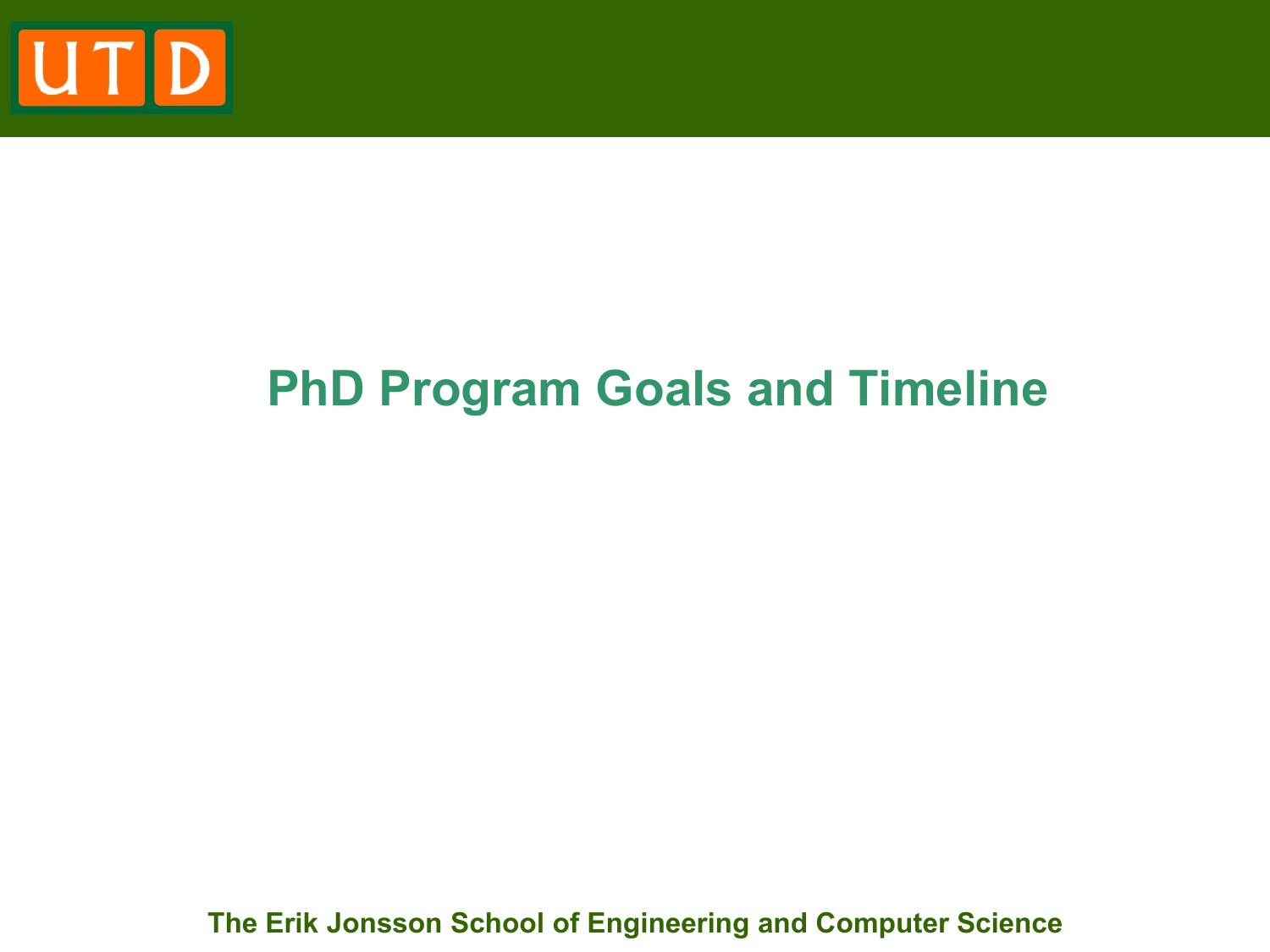# PhD Program Goals and Timeline

The Erik Jonsson School of Engineering and Computer Science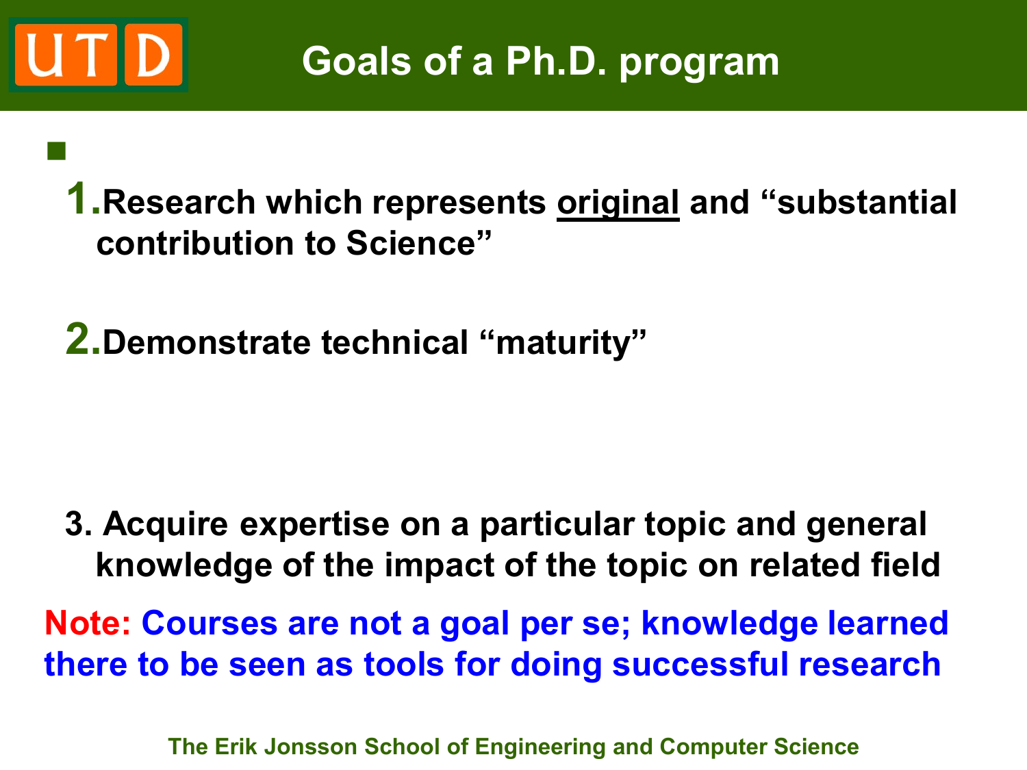# Goals of a Ph.D. program

1. Research which represents <u>original</u> and "substantial contribution to Science"

2. Demonstrate technical "maturity"

3. Acquire expertise on a particular topic and general knowledge of the impact of the topic on related field

**Note:** Courses are not a goal per se; knowledge learned there to be seen as tools for doing successful research

The Erik Jonsson School of Engineering and Computer Science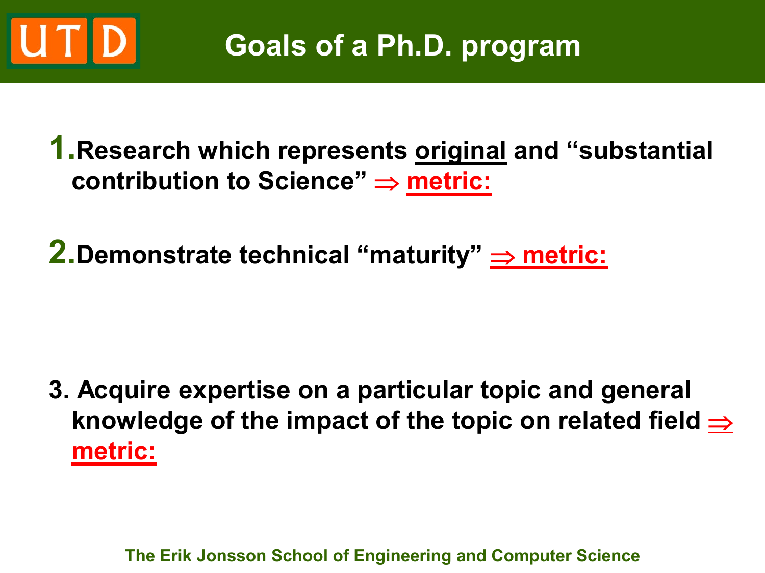# Goals of a Ph.D. program

1. Research which represents <u>original</u> and "substantial contribution to Science" ⇒ **metric:**

2. Demonstrate technical "maturity" ⇒ **metric:**

3. Acquire expertise on a particular topic and general knowledge of the impact of the topic on related field ⇒ **metric:**

The Erik Jonsson School of Engineering and Computer Science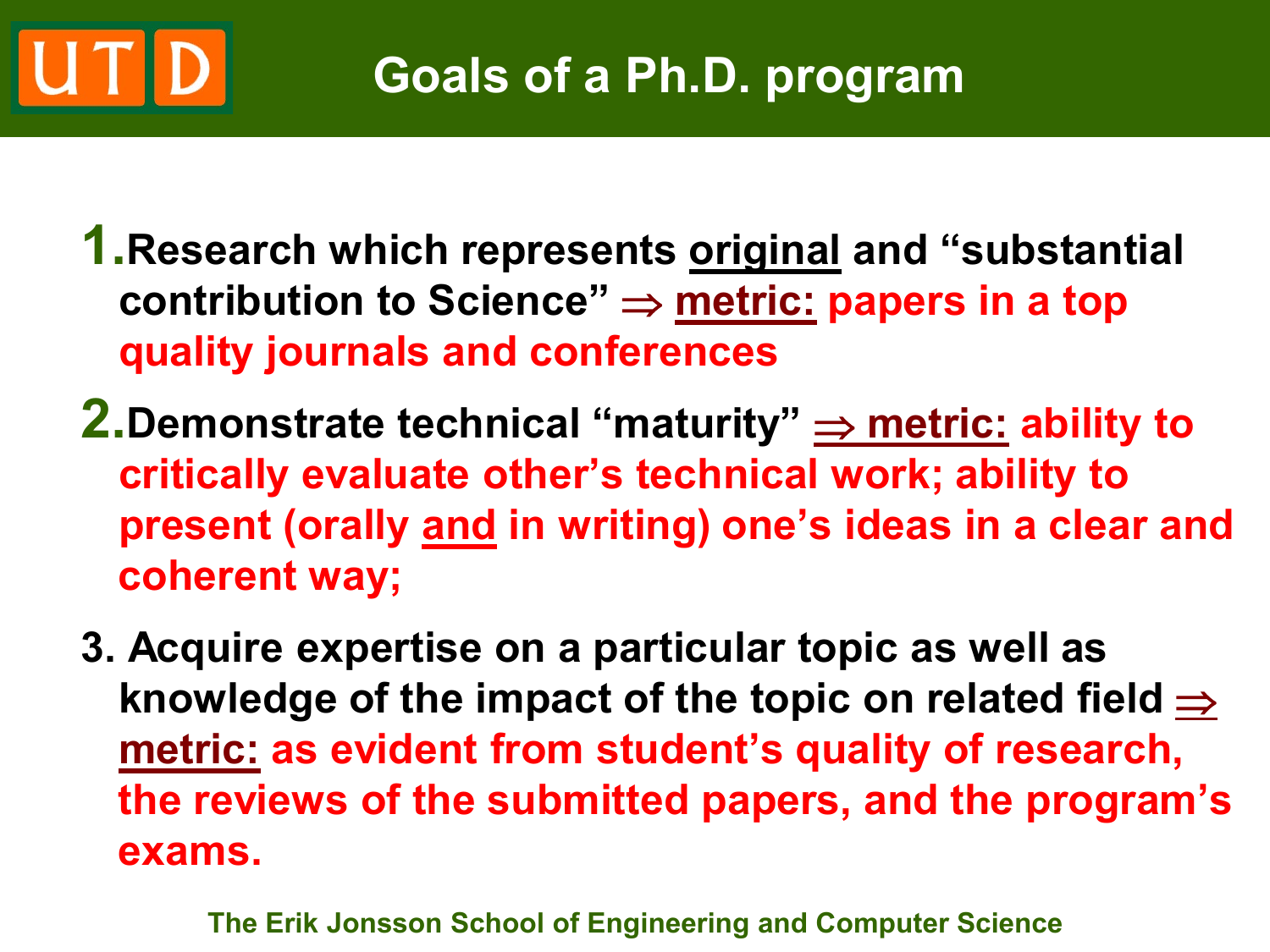# Goals of a Ph.D. program

1. **Research which represents <u>original</u> and "substantial contribution to Science" $\Rightarrow$ <u>metric:</u> papers in a top quality journals and conferences**

2. **Demonstrate technical "maturity" $\Rightarrow$ <u>metric:</u> ability to critically evaluate other's technical work; ability to present (orally <u>and</u> in writing) one's ideas in a clear and coherent way;**

3. **Acquire expertise on a particular topic as well as knowledge of the impact of the topic on related field $\Rightarrow$ <u>metric:</u> as evident from student's quality of research, the reviews of the submitted papers, and the program's exams.**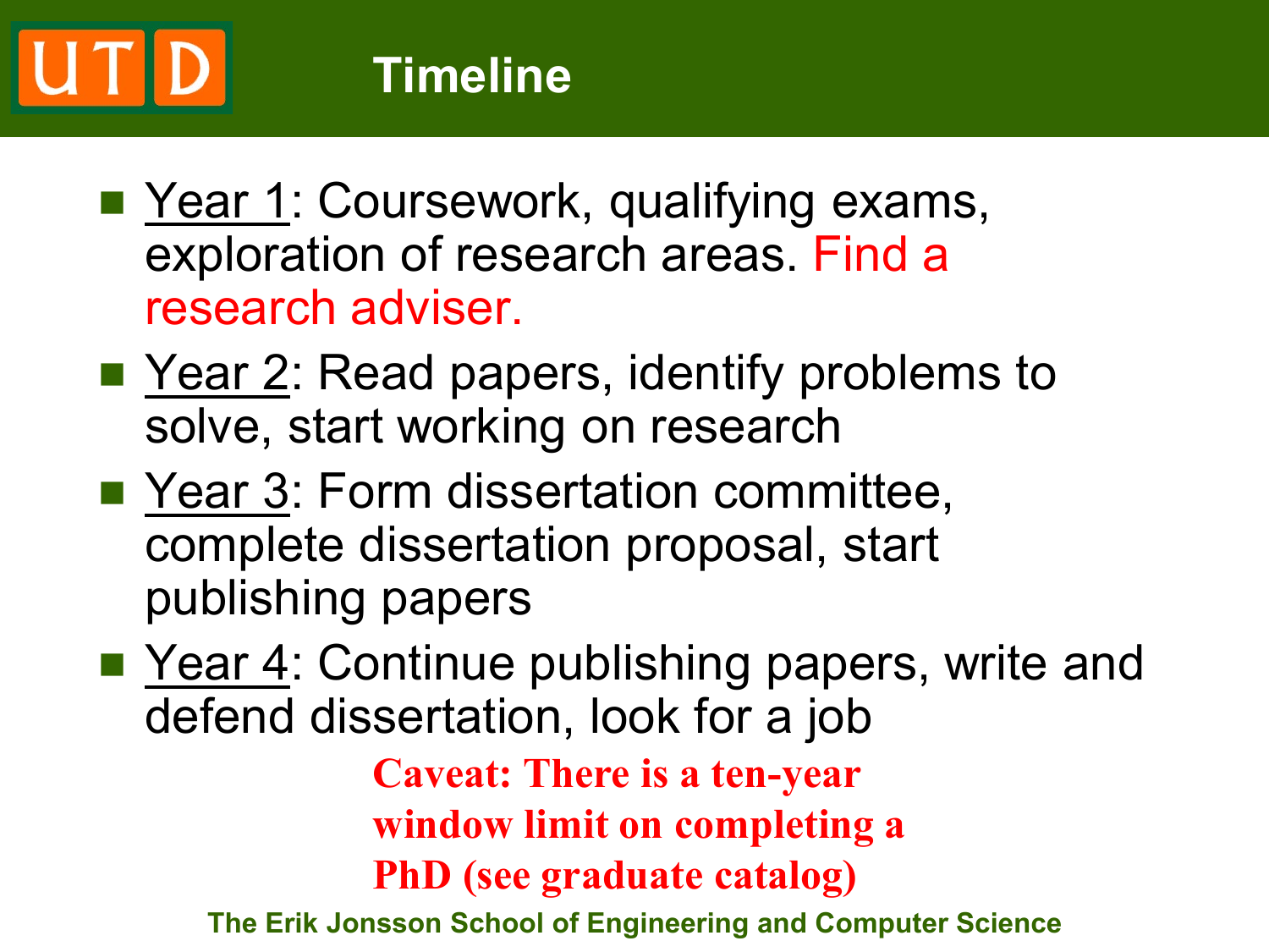# Timeline

- Year 1: Coursework, qualifying exams, exploration of research areas. Find a research adviser.
- Year 2: Read papers, identify problems to solve, start working on research
- Year 3: Form dissertation committee, complete dissertation proposal, start publishing papers
- Year 4: Continue publishing papers, write and defend dissertation, look for a job

**Caveat: There is a ten-year window limit on completing a PhD (see graduate catalog)**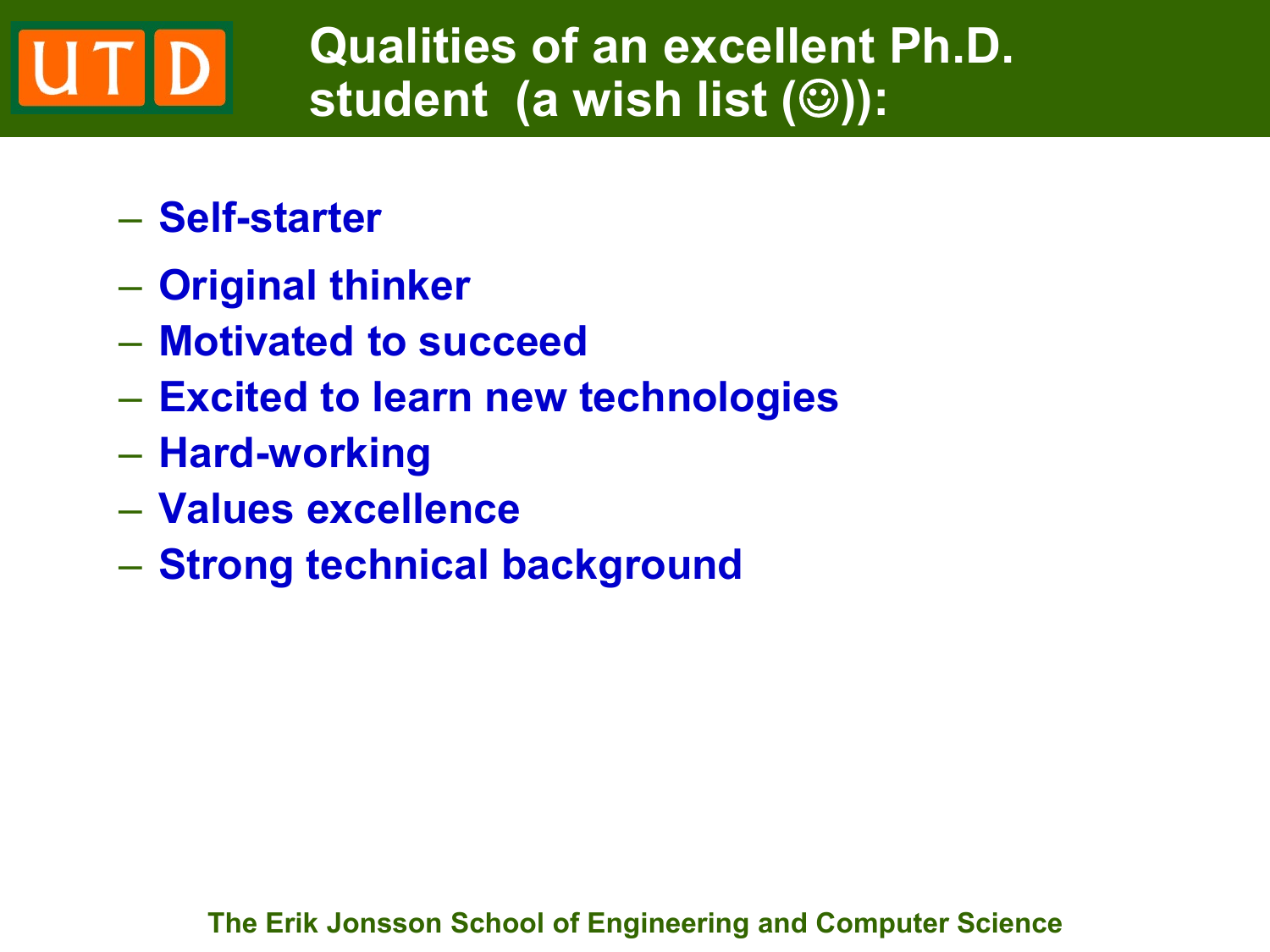# Qualities of an excellent Ph.D. student (a wish list (☺)):

- Self-starter
- Original thinker
- Motivated to succeed
- Excited to learn new technologies
- Hard-working
- Values excellence
- Strong technical background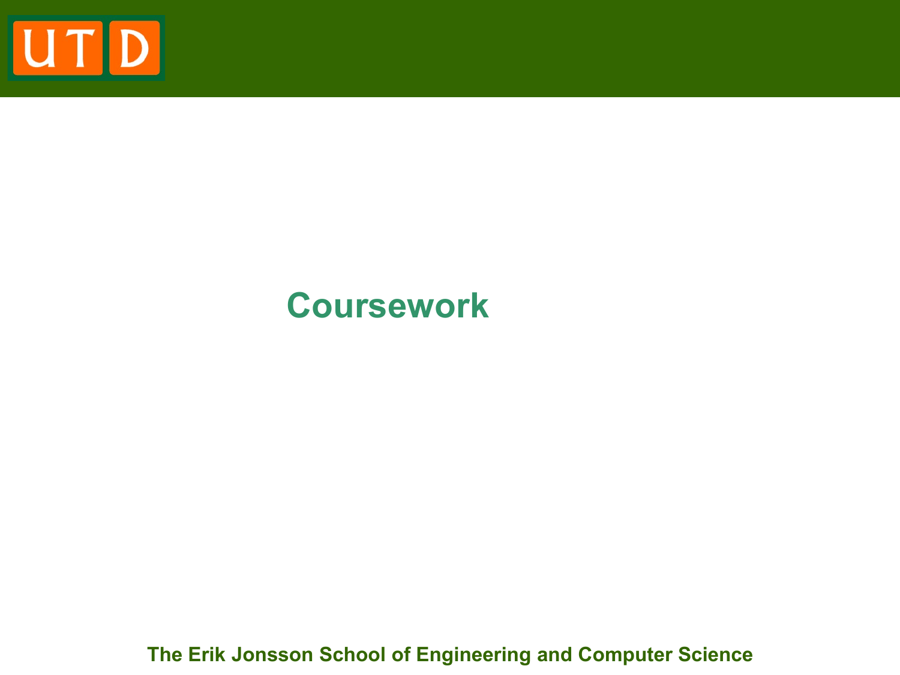# Coursework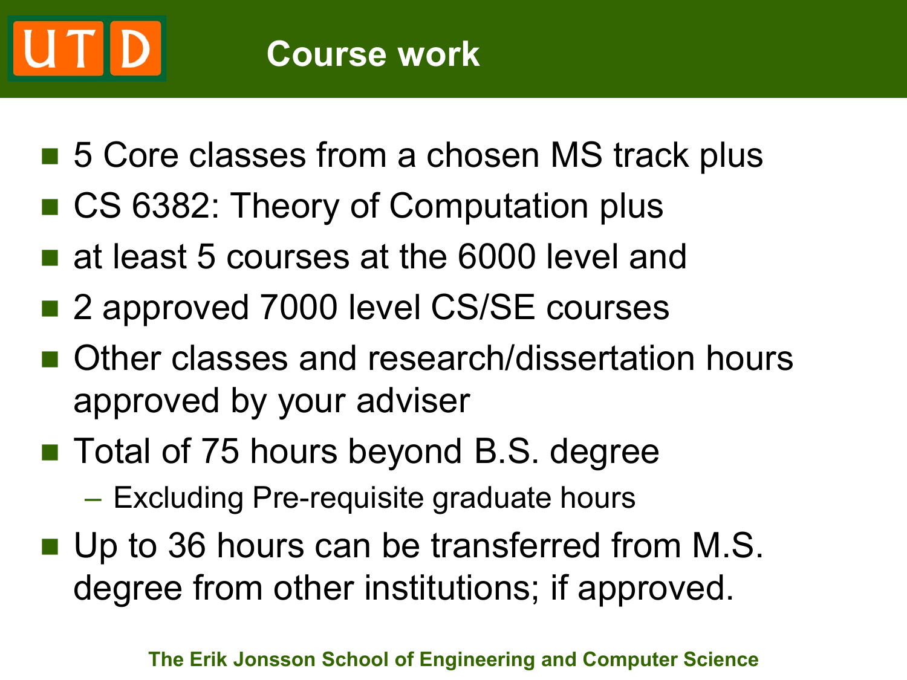# Course work

- 5 Core classes from a chosen MS track plus
- CS 6382: Theory of Computation plus
- at least 5 courses at the 6000 level and
- 2 approved 7000 level CS/SE courses
- Other classes and research/dissertation hours approved by your adviser
- Total of 75 hours beyond B.S. degree
  - Excluding Pre-requisite graduate hours
- Up to 36 hours can be transferred from M.S. degree from other institutions; if approved.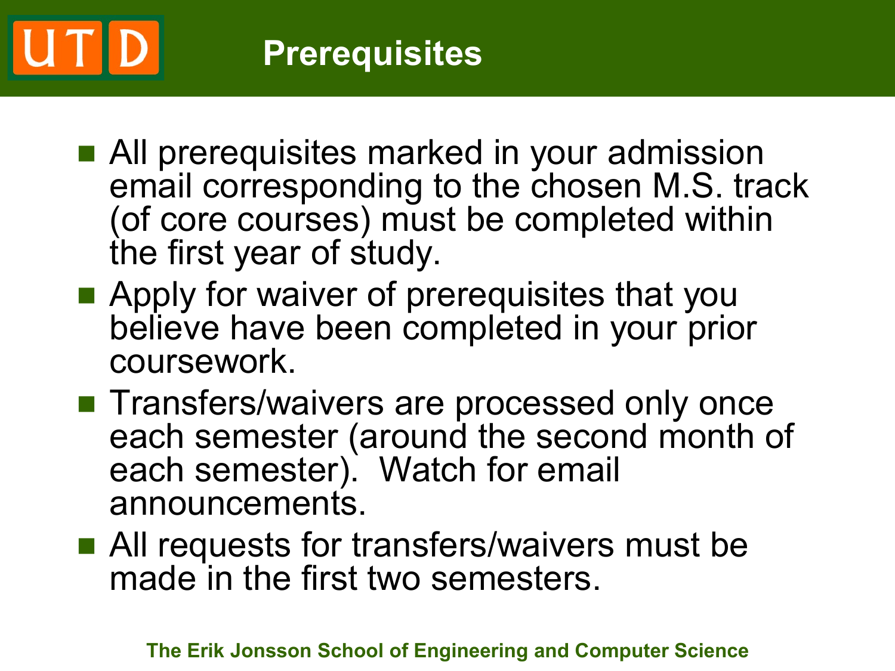# Prerequisites

- All prerequisites marked in your admission email corresponding to the chosen M.S. track (of core courses) must be completed within the first year of study.
- Apply for waiver of prerequisites that you believe have been completed in your prior coursework.
- Transfers/waivers are processed only once each semester (around the second month of each semester). Watch for email announcements.
- All requests for transfers/waivers must be made in the first two semesters.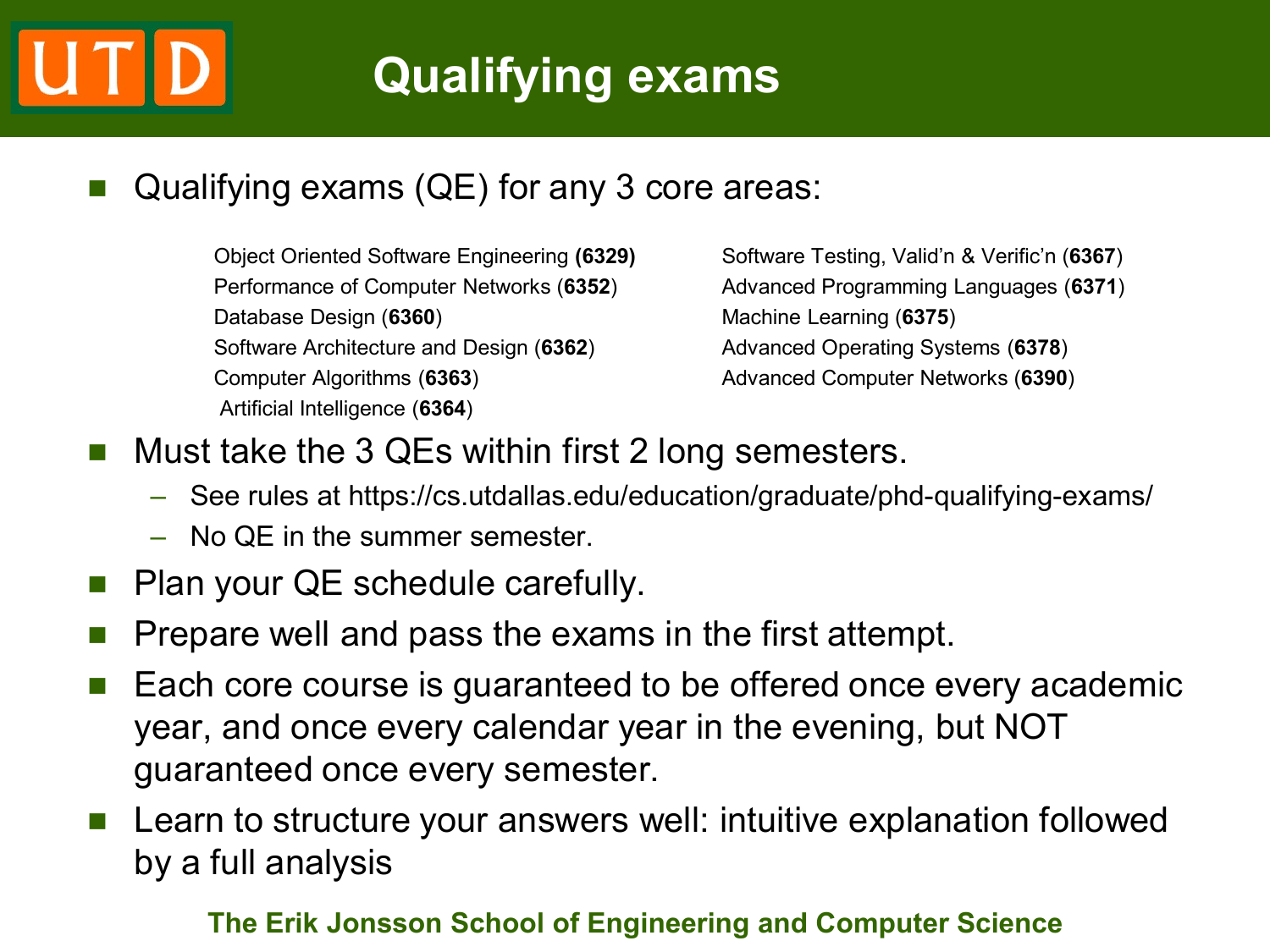# Qualifying exams

- Qualifying exams (QE) for any 3 core areas:

  - Object Oriented Software Engineering **(6329)**
  - Performance of Computer Networks (**6352**)
  - Database Design (**6360**)
  - Software Architecture and Design (**6362**)
  - Computer Algorithms (**6363**)
  - Artificial Intelligence (**6364**)
  - Software Testing, Valid'n & Verific'n (**6367**)
  - Advanced Programming Languages (**6371**)
  - Machine Learning (**6375**)
  - Advanced Operating Systems (**6378**)
  - Advanced Computer Networks (**6390**)

- Must take the 3 QEs within first 2 long semesters.
  - See rules at https://cs.utdallas.edu/education/graduate/phd-qualifying-exams/
  - No QE in the summer semester.
- Plan your QE schedule carefully.
- Prepare well and pass the exams in the first attempt.
- Each core course is guaranteed to be offered once every academic year, and once every calendar year in the evening, but NOT guaranteed once every semester.
- Learn to structure your answers well: intuitive explanation followed by a full analysis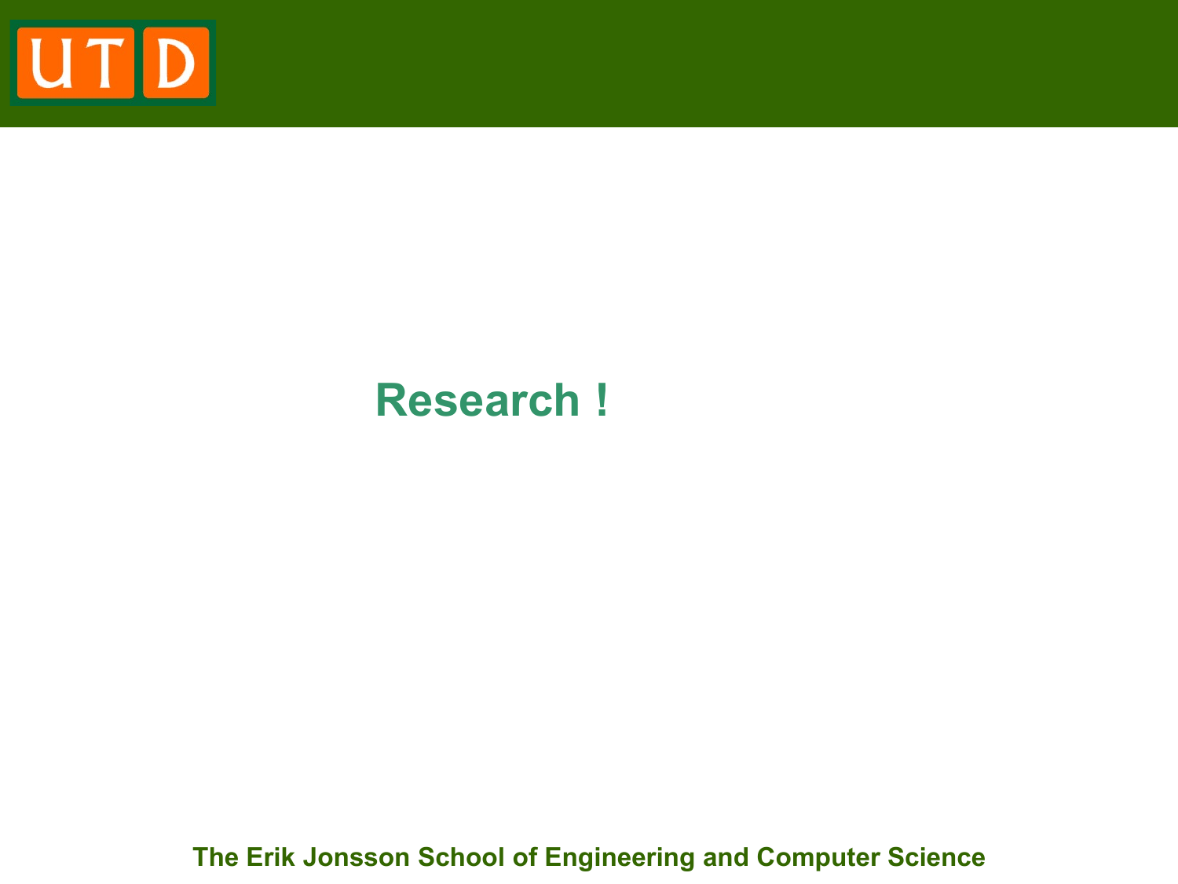# Research !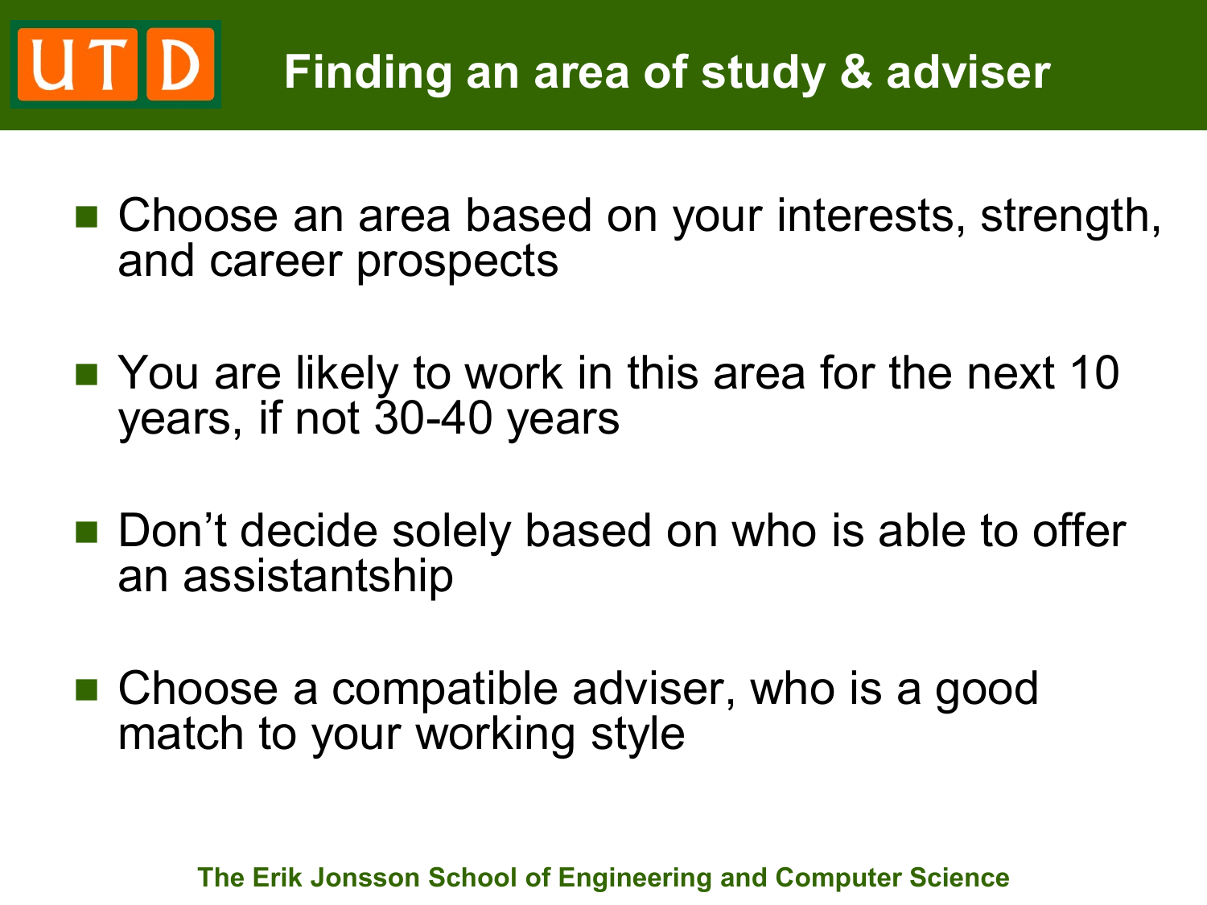# Finding an area of study & adviser

- Choose an area based on your interests, strength, and career prospects
- You are likely to work in this area for the next 10 years, if not 30-40 years
- Don’t decide solely based on who is able to offer an assistantship
- Choose a compatible adviser, who is a good match to your working style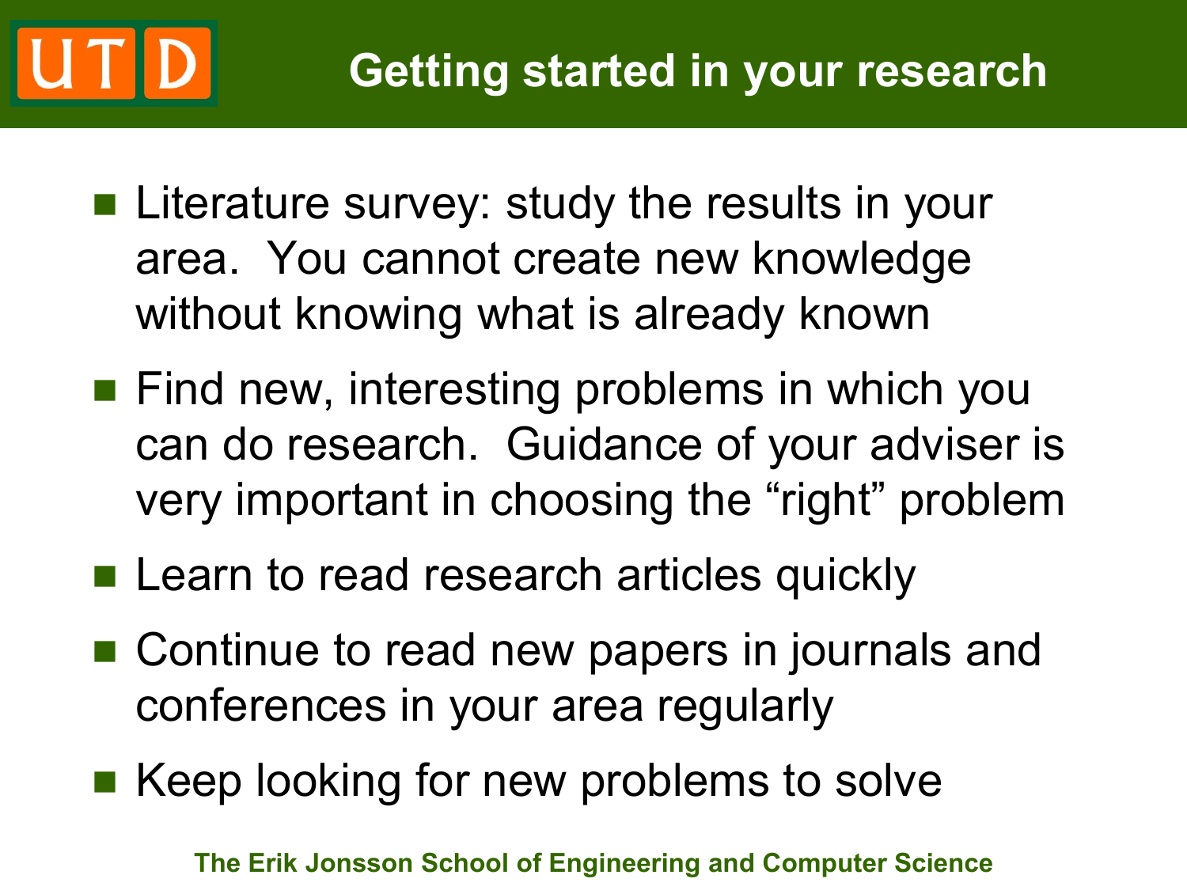# Getting started in your research

- Literature survey: study the results in your area. You cannot create new knowledge without knowing what is already known
- Find new, interesting problems in which you can do research. Guidance of your adviser is very important in choosing the "right" problem
- Learn to read research articles quickly
- Continue to read new papers in journals and conferences in your area regularly
- Keep looking for new problems to solve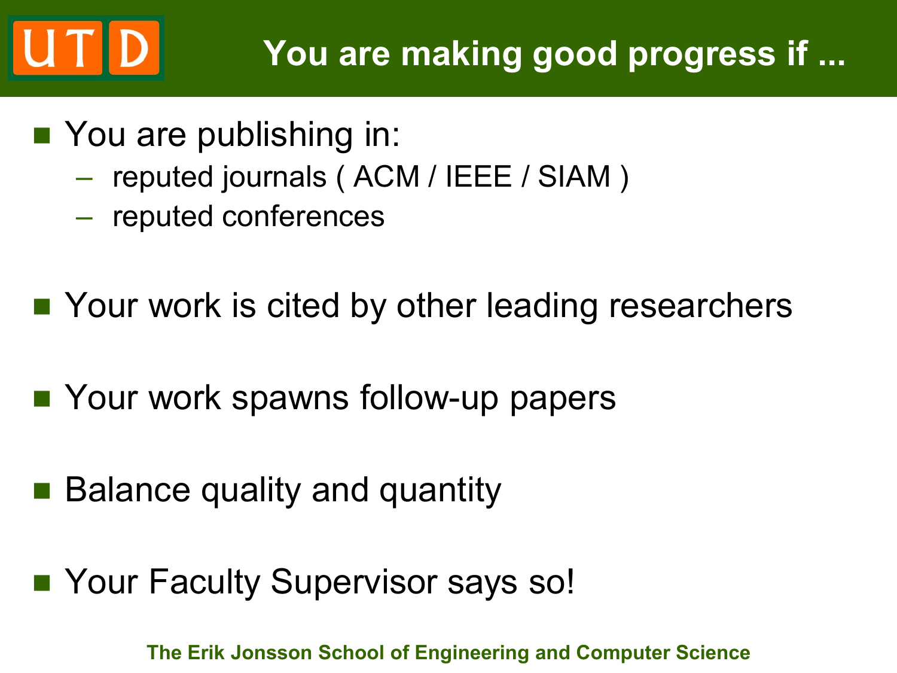# You are making good progress if ...

- You are publishing in:
  - reputed journals ( ACM / IEEE / SIAM )
  - reputed conferences
- Your work is cited by other leading researchers
- Your work spawns follow-up papers
- Balance quality and quantity
- Your Faculty Supervisor says so!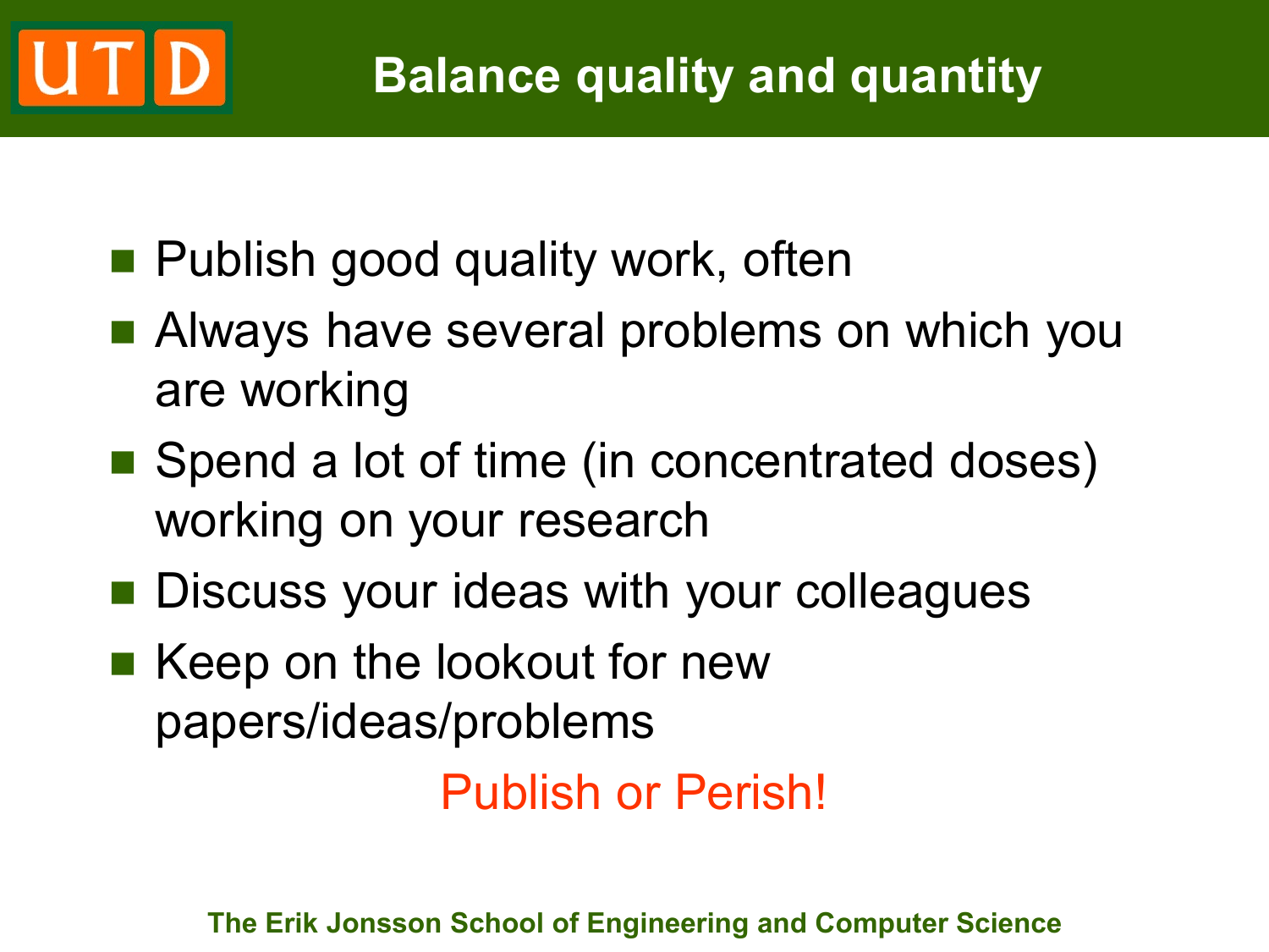# Balance quality and quantity

- Publish good quality work, often
- Always have several problems on which you are working
- Spend a lot of time (in concentrated doses) working on your research
- Discuss your ideas with your colleagues
- Keep on the lookout for new papers/ideas/problems

Publish or Perish!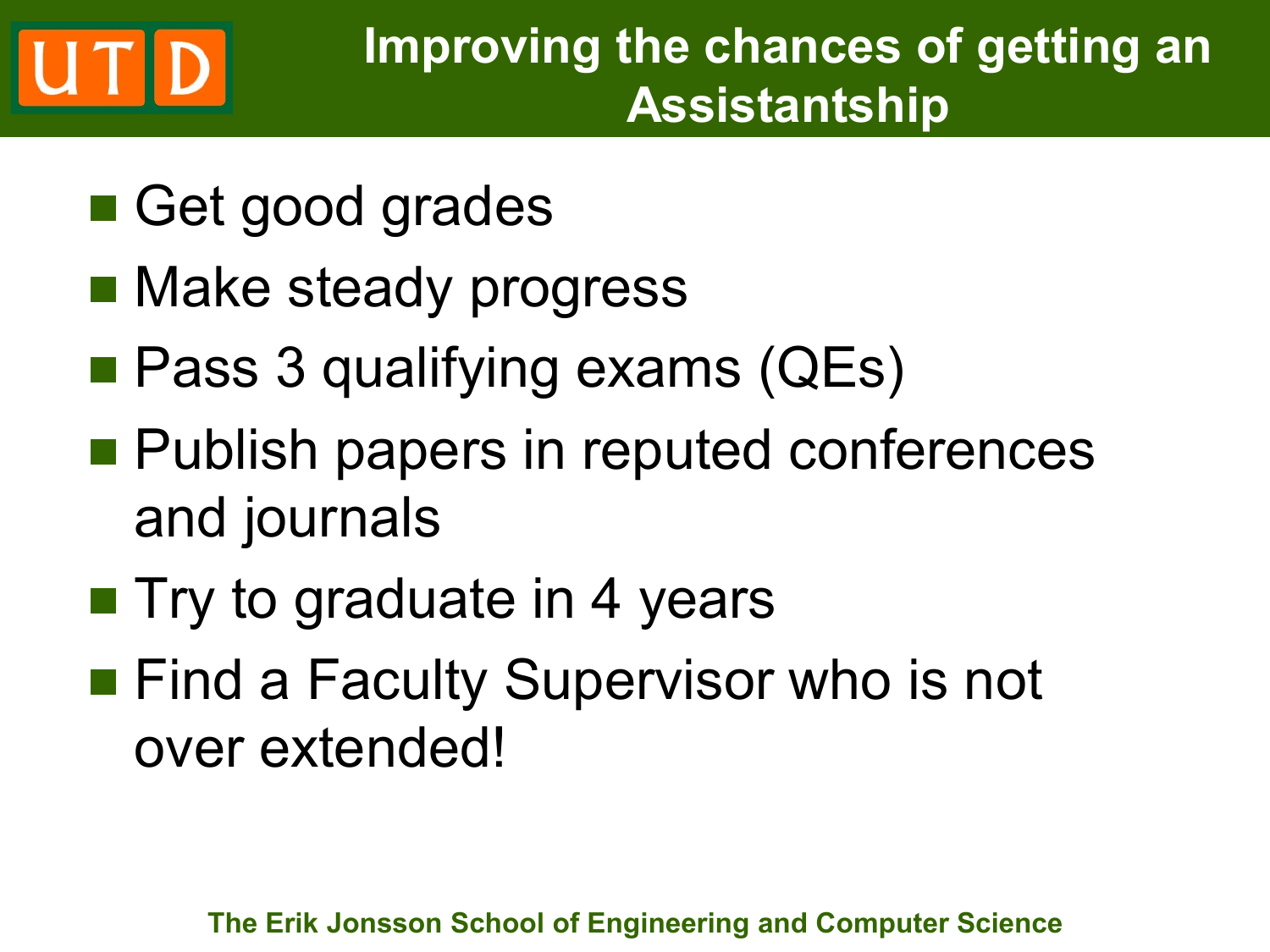# Improving the chances of getting an Assistantship

- Get good grades
- Make steady progress
- Pass 3 qualifying exams (QEs)
- Publish papers in reputed conferences and journals
- Try to graduate in 4 years
- Find a Faculty Supervisor who is not over extended!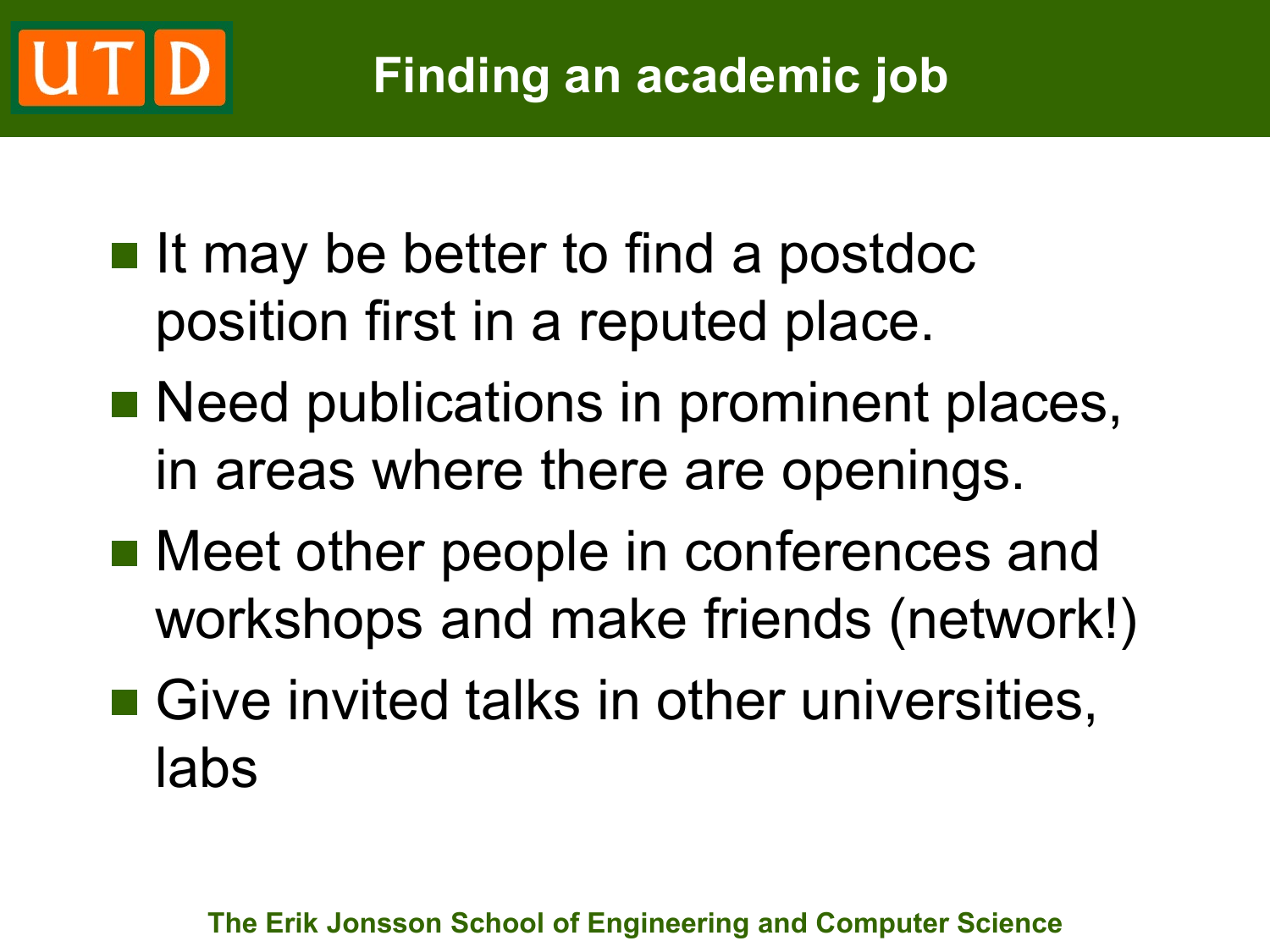# Finding an academic job

- It may be better to find a postdoc position first in a reputed place.
- Need publications in prominent places, in areas where there are openings.
- Meet other people in conferences and workshops and make friends (network!)
- Give invited talks in other universities, labs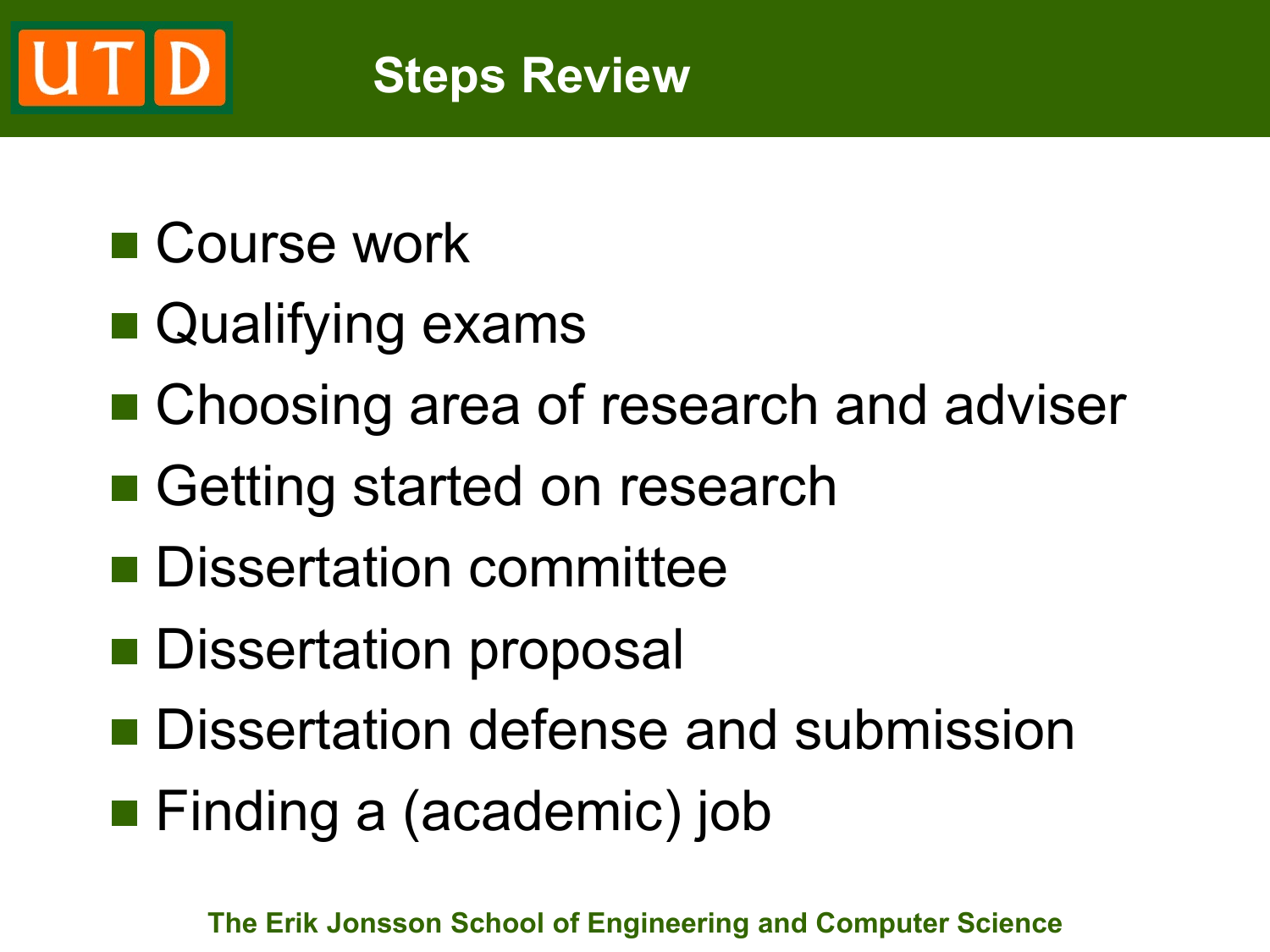# Steps Review

- Course work
- Qualifying exams
- Choosing area of research and adviser
- Getting started on research
- Dissertation committee
- Dissertation proposal
- Dissertation defense and submission
- Finding a (academic) job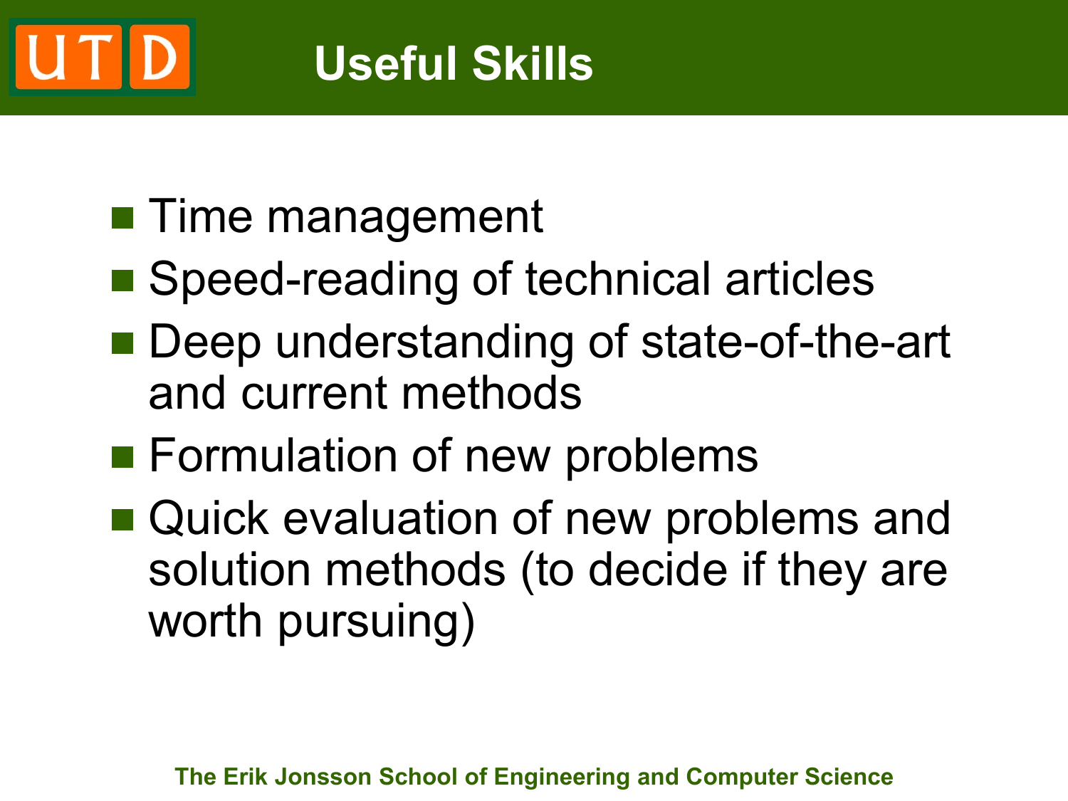# Useful Skills

- Time management
- Speed-reading of technical articles
- Deep understanding of state-of-the-art and current methods
- Formulation of new problems
- Quick evaluation of new problems and solution methods (to decide if they are worth pursuing)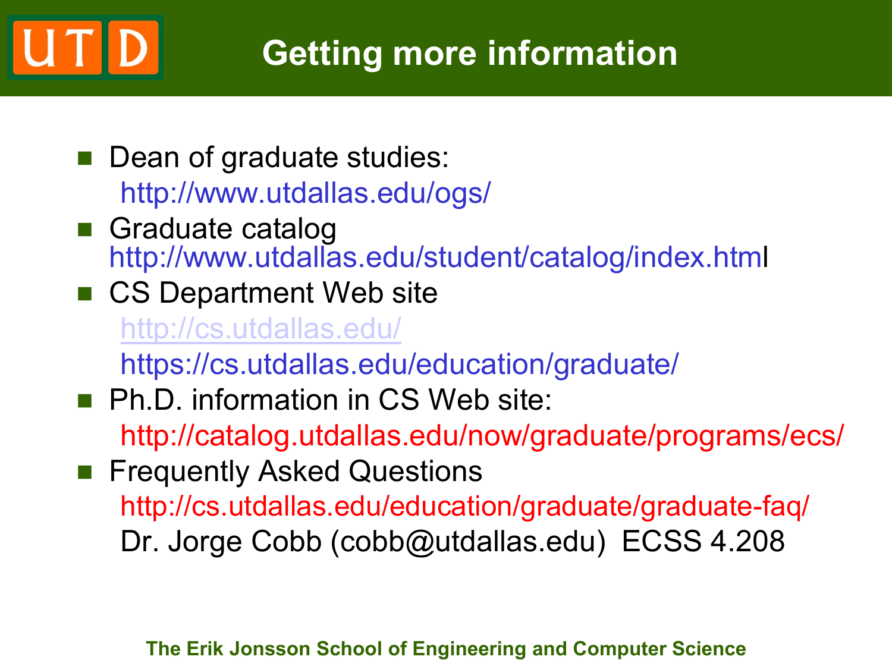# Getting more information

- Dean of graduate studies:
  http://www.utdallas.edu/ogs/
- Graduate catalog
  http://www.utdallas.edu/student/catalog/index.html
- CS Department Web site
  http://cs.utdallas.edu/
  https://cs.utdallas.edu/education/graduate/
- Ph.D. information in CS Web site:
  http://catalog.utdallas.edu/now/graduate/programs/ecs/
- Frequently Asked Questions
  http://cs.utdallas.edu/education/graduate/graduate-faq/
  Dr. Jorge Cobb (cobb@utdallas.edu) ECSS 4.208

The Erik Jonsson School of Engineering and Computer Science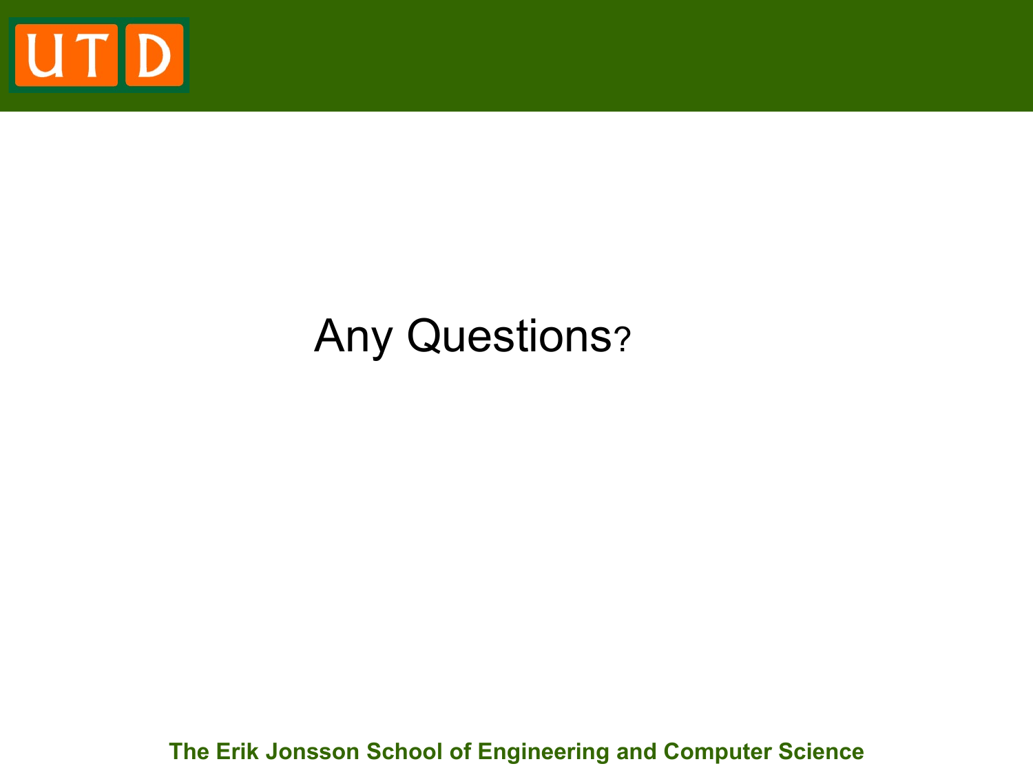Any Questions?